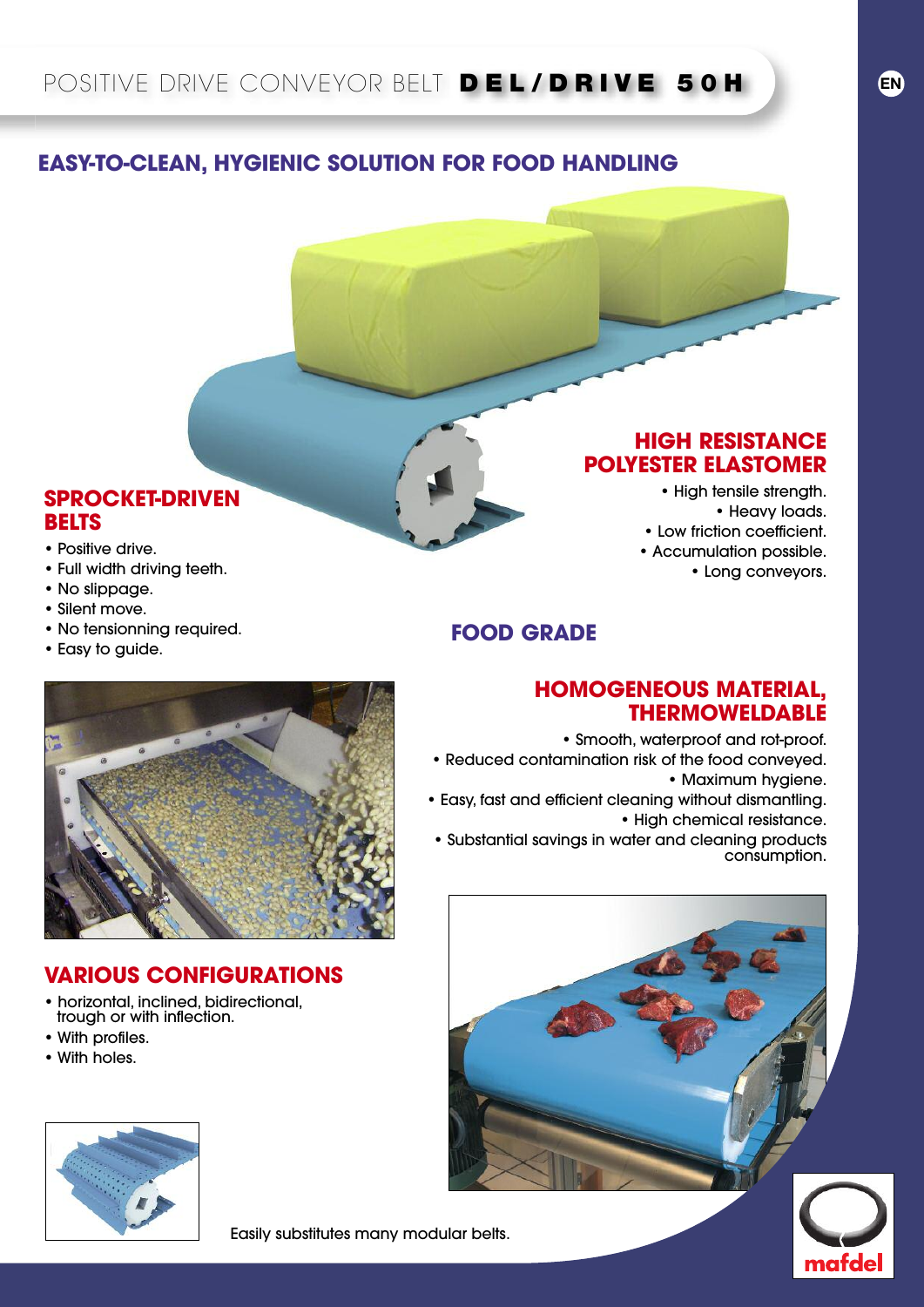# POSITIVE DRIVE CONVEYOR BELT **DEL/DRIVE 50H**

## EASY-TO-CLEAN, HYGIENIC SOLUTION FOR FOOD HANDLING

### SPROCKET-DRIVEN BELTS

- Positive drive.
- Full width driving teeth.
- No slippage.
- Silent move.
- No tensionning required.
- Easy to guide.

### HIGH RESISTANCE POLYESTER ELASTOMER

- High tensile strength.
- Heavy loads.
- Low friction coefficient.
- Accumulation possible.
- Long conveyors.

### FOOD GRADE

### HOMOGENEOUS MATERIAL, THERMOWELDABLE

- Smooth, waterproof and rot-proof.
- Reduced contamination risk of the food conveyed.
- Maximum hygiene.
- Easy, fast and efficient cleaning without dismantling.
- High chemical resistance.
- Substantial savings in water and cleaning products consumption.

### VARIOUS CONFIGURATIONS

- horizontal, inclined, bidirectional, trough or with inflection.
- With profiles.
- With holes.

Easily substitutes many modular belts.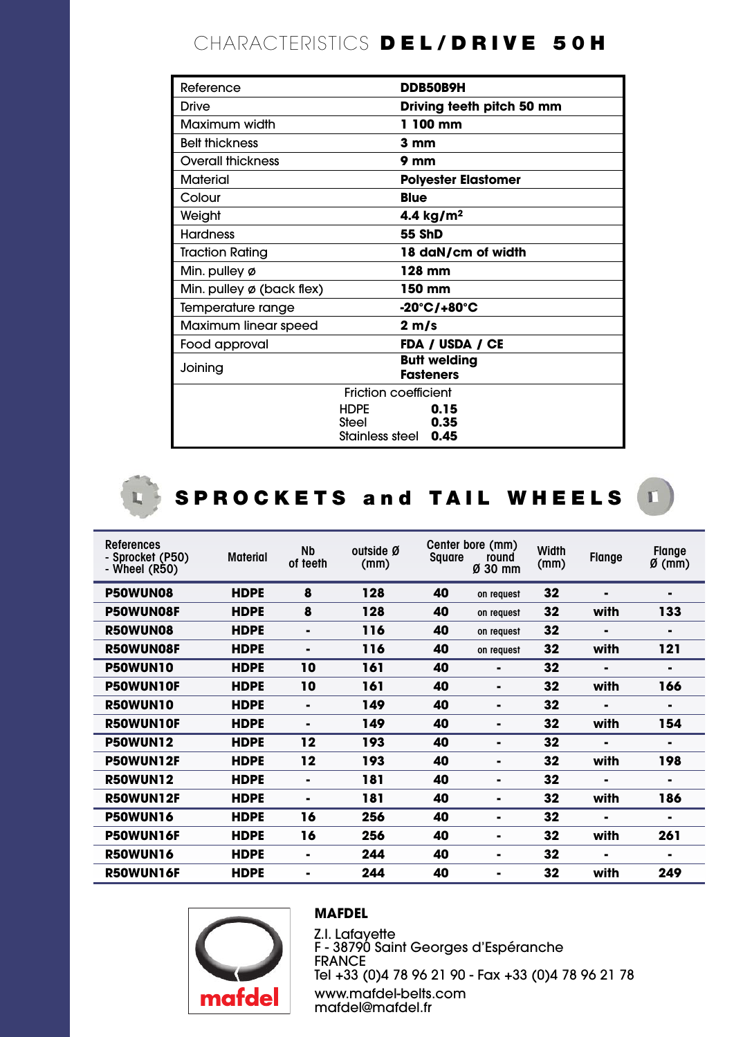# CHARACTERISTICS **DEL/DRIVE 50H**

| | |
|---|---|
| Reference | **DDB50B9H** |
| Drive | **Driving teeth pitch 50 mm** |
| Maximum width | **1 100 mm** |
| Belt thickness | **3 mm** |
| Overall thickness | **9 mm** |
| Material | **Polyester Elastomer** |
| Colour | **Blue** |
| Weight | **4.4 kg/m²** |
| Hardness | **55 ShD** |
| Traction Rating | **18 daN/cm of width** |
| Min. pulley ø | **128 mm** |
| Min. pulley ø (back flex) | **150 mm** |
| Temperature range | **-20°C/+80°C** |
| Maximum linear speed | **2 m/s** |
| Food approval | **FDA / USDA / CE** |
| Joining | **Butt welding**<br>**Fasteners** |
| Friction coefficient<br>HDPE **0.15**<br>Steel **0.35**<br>Stainless steel **0.45** | |

## SPROCKETS and TAIL WHEELS

| References<br>- Sprocket (P50)<br>- Wheel (R50) | Material | Nb of teeth | outside Ø (mm) | Center bore (mm) Square | round Ø 30 mm | Width (mm) | Flange | Flange Ø (mm) |
|---|---|---|---|---|---|---|---|---|
| **P50WUN08** | **HDPE** | **8** | **128** | **40** | on request | **32** | - | - |
| **P50WUN08F** | **HDPE** | **8** | **128** | **40** | on request | **32** | **with** | **133** |
| **R50WUN08** | **HDPE** | - | **116** | **40** | on request | **32** | - | - |
| **R50WUN08F** | **HDPE** | - | **116** | **40** | on request | **32** | **with** | **121** |
| **P50WUN10** | **HDPE** | **10** | **161** | **40** | - | **32** | - | - |
| **P50WUN10F** | **HDPE** | **10** | **161** | **40** | - | **32** | **with** | **166** |
| **R50WUN10** | **HDPE** | - | **149** | **40** | - | **32** | - | - |
| **R50WUN10F** | **HDPE** | - | **149** | **40** | - | **32** | **with** | **154** |
| **P50WUN12** | **HDPE** | **12** | **193** | **40** | - | **32** | - | - |
| **P50WUN12F** | **HDPE** | **12** | **193** | **40** | - | **32** | **with** | **198** |
| **R50WUN12** | **HDPE** | - | **181** | **40** | - | **32** | - | - |
| **R50WUN12F** | **HDPE** | - | **181** | **40** | - | **32** | **with** | **186** |
| **P50WUN16** | **HDPE** | **16** | **256** | **40** | - | **32** | - | - |
| **P50WUN16F** | **HDPE** | **16** | **256** | **40** | - | **32** | **with** | **261** |
| **R50WUN16** | **HDPE** | - | **244** | **40** | - | **32** | - | - |
| **R50WUN16F** | **HDPE** | - | **244** | **40** | - | **32** | **with** | **249** |

mafdel

**MAFDEL**

Z.I. Lafayette
F - 38790 Saint Georges d'Espéranche
FRANCE
Tel +33 (0)4 78 96 21 90 - Fax +33 (0)4 78 96 21 78
www.mafdel-belts.com
mafdel@mafdel.fr